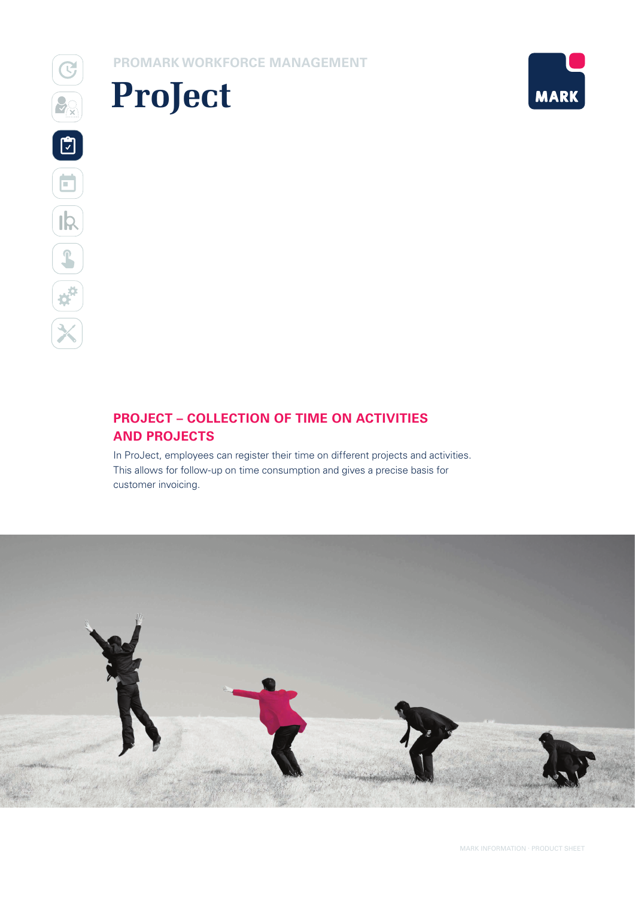PROMARK WORKFORCE MANAGEMENT

# ProJect

MARK

## PROJECT – COLLECTION OF TIME ON ACTIVITIES AND PROJECTS

In ProJect, employees can register their time on different projects and activities. This allows for follow-up on time consumption and gives a precise basis for customer invoicing.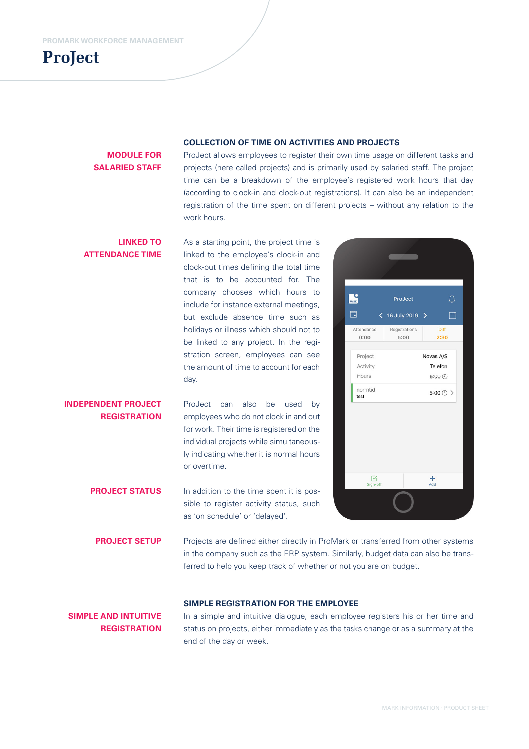PROMARK WORKFORCE MANAGEMENT

# ProJect

## COLLECTION OF TIME ON ACTIVITIES AND PROJECTS

**MODULE FOR SALARIED STAFF**

ProJect allows employees to register their own time usage on different tasks and projects (here called projects) and is primarily used by salaried staff. The project time can be a breakdown of the employee's registered work hours that day (according to clock-in and clock-out registrations). It can also be an independent registration of the time spent on different projects – without any relation to the work hours.

**LINKED TO ATTENDANCE TIME**

As a starting point, the project time is linked to the employee's clock-in and clock-out times defining the total time that is to be accounted for. The company chooses which hours to include for instance external meetings, but exclude absence time such as holidays or illness which should not to be linked to any project. In the registration screen, employees can see the amount of time to account for each day.

**INDEPENDENT PROJECT REGISTRATION**

ProJect can also be used by employees who do not clock in and out for work. Their time is registered on the individual projects while simultaneously indicating whether it is normal hours or overtime.

**PROJECT STATUS**

In addition to the time spent it is possible to register activity status, such as 'on schedule' or 'delayed'.

**PROJECT SETUP**

Projects are defined either directly in ProMark or transferred from other systems in the company such as the ERP system. Similarly, budget data can also be transferred to help you keep track of whether or not you are on budget.

## SIMPLE REGISTRATION FOR THE EMPLOYEE

**SIMPLE AND INTUITIVE REGISTRATION**

In a simple and intuitive dialogue, each employee registers his or her time and status on projects, either immediately as the tasks change or as a summary at the end of the day or week.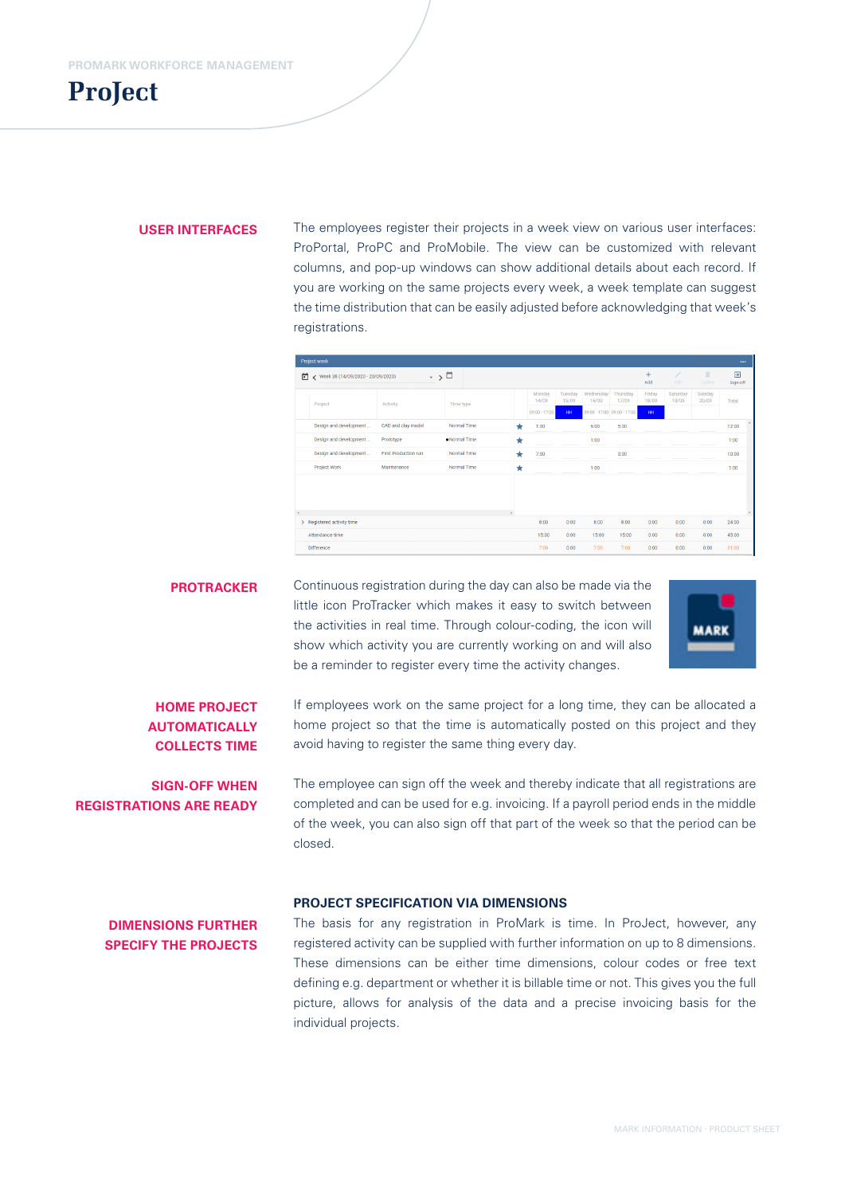PROMARK WORKFORCE MANAGEMENT

# ProJect

## USER INTERFACES

The employees register their projects in a week view on various user interfaces: ProPortal, ProPC and ProMobile. The view can be customized with relevant columns, and pop-up windows can show additional details about each record. If you are working on the same projects every week, a week template can suggest the time distribution that can be easily adjusted before acknowledging that week's registrations.

## PROTRACKER

Continuous registration during the day can also be made via the little icon ProTracker which makes it easy to switch between the activities in real time. Through colour-coding, the icon will show which activity you are currently working on and will also be a reminder to register every time the activity changes.

## HOME PROJECT AUTOMATICALLY COLLECTS TIME

If employees work on the same project for a long time, they can be allocated a home project so that the time is automatically posted on this project and they avoid having to register the same thing every day.

## SIGN-OFF WHEN REGISTRATIONS ARE READY

The employee can sign off the week and thereby indicate that all registrations are completed and can be used for e.g. invoicing. If a payroll period ends in the middle of the week, you can also sign off that part of the week so that the period can be closed.

## DIMENSIONS FURTHER SPECIFY THE PROJECTS

### PROJECT SPECIFICATION VIA DIMENSIONS

The basis for any registration in ProMark is time. In ProJect, however, any registered activity can be supplied with further information on up to 8 dimensions. These dimensions can be either time dimensions, colour codes or free text defining e.g. department or whether it is billable time or not. This gives you the full picture, allows for analysis of the data and a precise invoicing basis for the individual projects.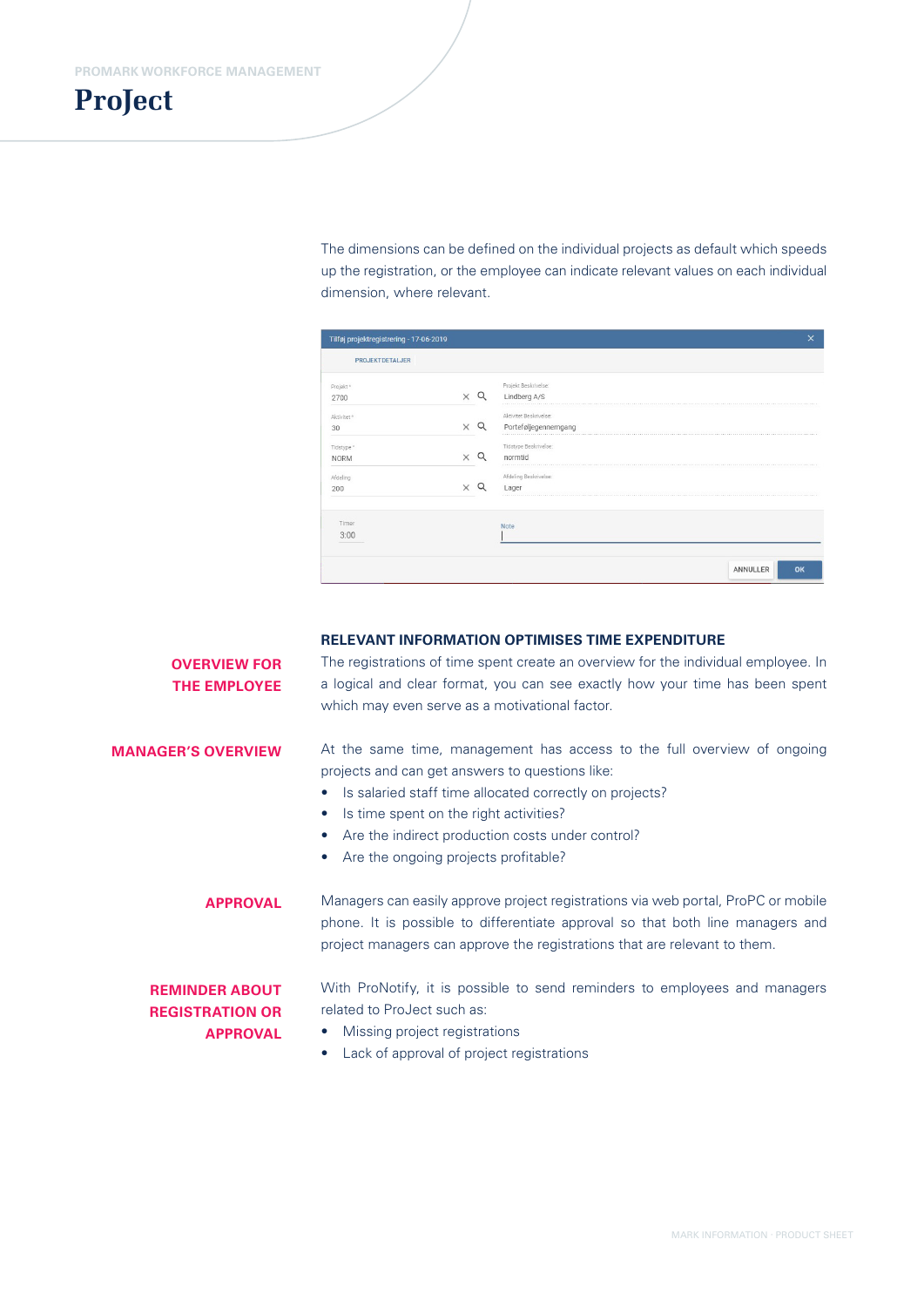PROMARK WORKFORCE MANAGEMENT

# ProJect

The dimensions can be defined on the individual projects as default which speeds up the registration, or the employee can indicate relevant values on each individual dimension, where relevant.

## RELEVANT INFORMATION OPTIMISES TIME EXPENDITURE

**OVERVIEW FOR THE EMPLOYEE**

The registrations of time spent create an overview for the individual employee. In a logical and clear format, you can see exactly how your time has been spent which may even serve as a motivational factor.

**MANAGER'S OVERVIEW**

At the same time, management has access to the full overview of ongoing projects and can get answers to questions like:

- Is salaried staff time allocated correctly on projects?
- Is time spent on the right activities?
- Are the indirect production costs under control?
- Are the ongoing projects profitable?

**APPROVAL**

Managers can easily approve project registrations via web portal, ProPC or mobile phone. It is possible to differentiate approval so that both line managers and project managers can approve the registrations that are relevant to them.

**REMINDER ABOUT REGISTRATION OR APPROVAL**

With ProNotify, it is possible to send reminders to employees and managers related to ProJect such as:

- Missing project registrations
- Lack of approval of project registrations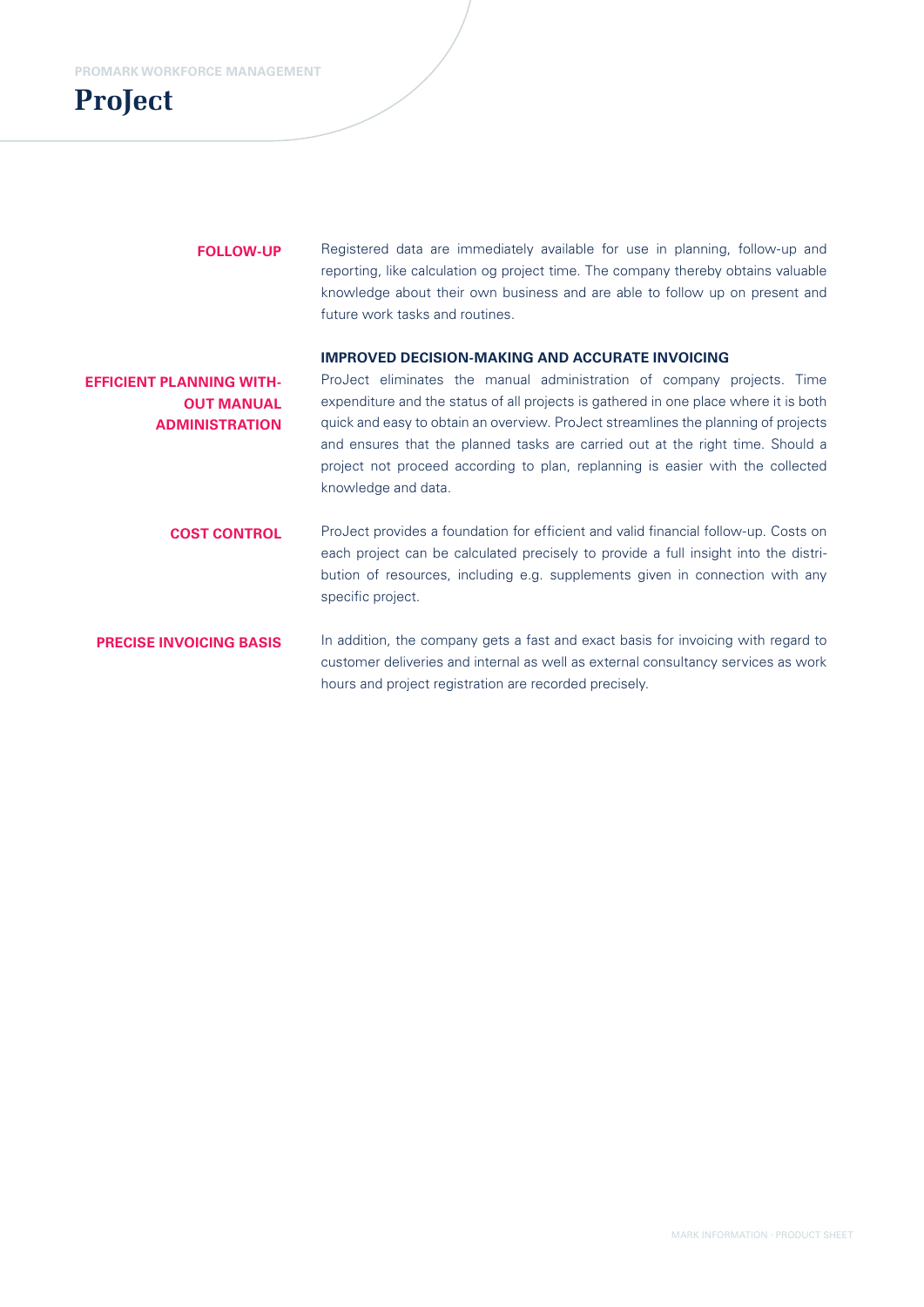# ProJect

**FOLLOW-UP**

Registered data are immediately available for use in planning, follow-up and reporting, like calculation og project time. The company thereby obtains valuable knowledge about their own business and are able to follow up on present and future work tasks and routines.

## IMPROVED DECISION-MAKING AND ACCURATE INVOICING

**EFFICIENT PLANNING WITHOUT MANUAL ADMINISTRATION**

ProJect eliminates the manual administration of company projects. Time expenditure and the status of all projects is gathered in one place where it is both quick and easy to obtain an overview. ProJect streamlines the planning of projects and ensures that the planned tasks are carried out at the right time. Should a project not proceed according to plan, replanning is easier with the collected knowledge and data.

**COST CONTROL**

ProJect provides a foundation for efficient and valid financial follow-up. Costs on each project can be calculated precisely to provide a full insight into the distribution of resources, including e.g. supplements given in connection with any specific project.

**PRECISE INVOICING BASIS**

In addition, the company gets a fast and exact basis for invoicing with regard to customer deliveries and internal as well as external consultancy services as work hours and project registration are recorded precisely.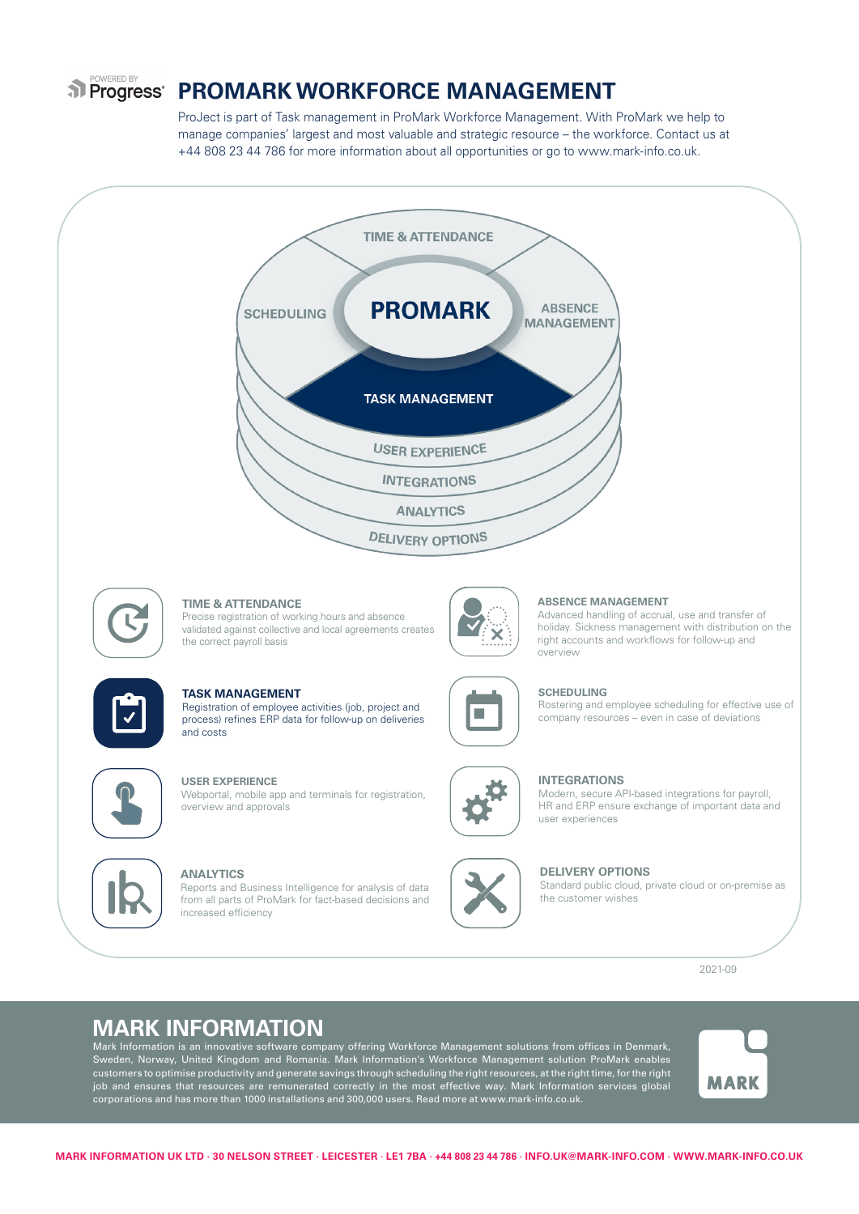POWERED BY Progress

# PROMARK WORKFORCE MANAGEMENT

ProJect is part of Task management in ProMark Workforce Management. With ProMark we help to manage companies' largest and most valuable and strategic resource – the workforce. Contact us at +44 808 23 44 786 for more information about all opportunities or go to www.mark-info.co.uk.

TIME & ATTENDANCE
SCHEDULING
PROMARK
ABSENCE MANAGEMENT
TASK MANAGEMENT
USER EXPERIENCE
INTEGRATIONS
ANALYTICS
DELIVERY OPTIONS

### TIME & ATTENDANCE

Precise registration of working hours and absence validated against collective and local agreements creates the correct payroll basis

### ABSENCE MANAGEMENT

Advanced handling of accrual, use and transfer of holiday. Sickness management with distribution on the right accounts and workflows for follow-up and overview

### TASK MANAGEMENT

Registration of employee activities (job, project and process) refines ERP data for follow-up on deliveries and costs

### SCHEDULING

Rostering and employee scheduling for effective use of company resources – even in case of deviations

### USER EXPERIENCE

Webportal, mobile app and terminals for registration, overview and approvals

### INTEGRATIONS

Modern, secure API-based integrations for payroll, HR and ERP ensure exchange of important data and user experiences

### ANALYTICS

Reports and Business Intelligence for analysis of data from all parts of ProMark for fact-based decisions and increased efficiency

### DELIVERY OPTIONS

Standard public cloud, private cloud or on-premise as the customer wishes

2021-09

## MARK INFORMATION

Mark Information is an innovative software company offering Workforce Management solutions from offices in Denmark, Sweden, Norway, United Kingdom and Romania. Mark Information's Workforce Management solution ProMark enables customers to optimise productivity and generate savings through scheduling the right resources, at the right time, for the right job and ensures that resources are remunerated correctly in the most effective way. Mark Information services global corporations and has more than 1000 installations and 300,000 users. Read more at www.mark-info.co.uk.

MARK

MARK INFORMATION UK LTD · 30 NELSON STREET · LEICESTER · LE1 7BA · +44 808 23 44 786 · INFO.UK@MARK-INFO.COM · WWW.MARK-INFO.CO.UK